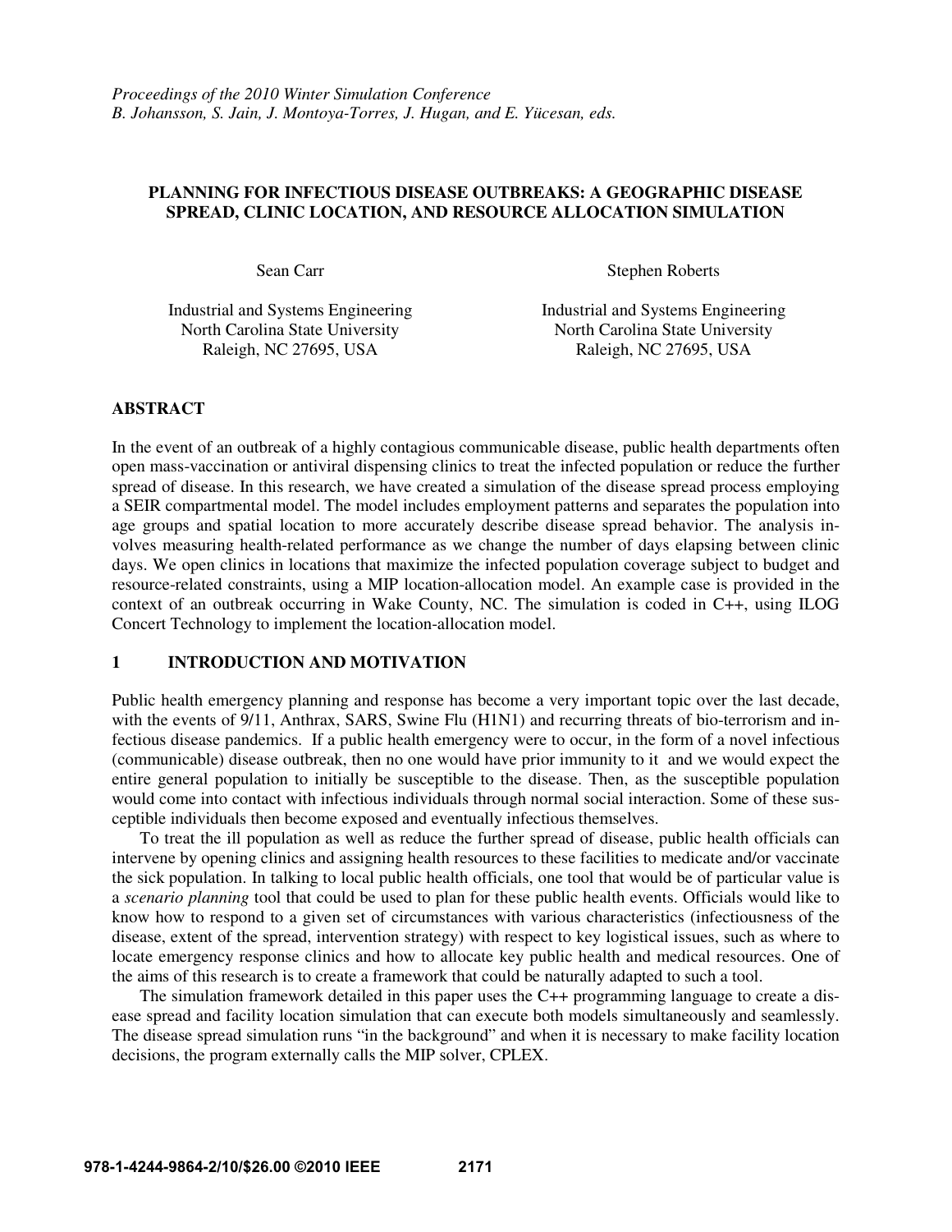*Proceedings of the 2010 Winter Simulation Conference*
*B. Johansson, S. Jain, J. Montoya-Torres, J. Hugan, and E. Yücesan, eds.*

# PLANNING FOR INFECTIOUS DISEASE OUTBREAKS: A GEOGRAPHIC DISEASE SPREAD, CLINIC LOCATION, AND RESOURCE ALLOCATION SIMULATION

Sean Carr

Industrial and Systems Engineering
North Carolina State University
Raleigh, NC 27695, USA

Stephen Roberts

Industrial and Systems Engineering
North Carolina State University
Raleigh, NC 27695, USA

## ABSTRACT

In the event of an outbreak of a highly contagious communicable disease, public health departments often open mass-vaccination or antiviral dispensing clinics to treat the infected population or reduce the further spread of disease. In this research, we have created a simulation of the disease spread process employing a SEIR compartmental model. The model includes employment patterns and separates the population into age groups and spatial location to more accurately describe disease spread behavior. The analysis involves measuring health-related performance as we change the number of days elapsing between clinic days. We open clinics in locations that maximize the infected population coverage subject to budget and resource-related constraints, using a MIP location-allocation model. An example case is provided in the context of an outbreak occurring in Wake County, NC. The simulation is coded in C++, using ILOG Concert Technology to implement the location-allocation model.

## 1 INTRODUCTION AND MOTIVATION

Public health emergency planning and response has become a very important topic over the last decade, with the events of 9/11, Anthrax, SARS, Swine Flu (H1N1) and recurring threats of bio-terrorism and infectious disease pandemics. If a public health emergency were to occur, in the form of a novel infectious (communicable) disease outbreak, then no one would have prior immunity to it and we would expect the entire general population to initially be susceptible to the disease. Then, as the susceptible population would come into contact with infectious individuals through normal social interaction. Some of these susceptible individuals then become exposed and eventually infectious themselves.

To treat the ill population as well as reduce the further spread of disease, public health officials can intervene by opening clinics and assigning health resources to these facilities to medicate and/or vaccinate the sick population. In talking to local public health officials, one tool that would be of particular value is a *scenario planning* tool that could be used to plan for these public health events. Officials would like to know how to respond to a given set of circumstances with various characteristics (infectiousness of the disease, extent of the spread, intervention strategy) with respect to key logistical issues, such as where to locate emergency response clinics and how to allocate key public health and medical resources. One of the aims of this research is to create a framework that could be naturally adapted to such a tool.

The simulation framework detailed in this paper uses the C++ programming language to create a disease spread and facility location simulation that can execute both models simultaneously and seamlessly. The disease spread simulation runs "in the background" and when it is necessary to make facility location decisions, the program externally calls the MIP solver, CPLEX.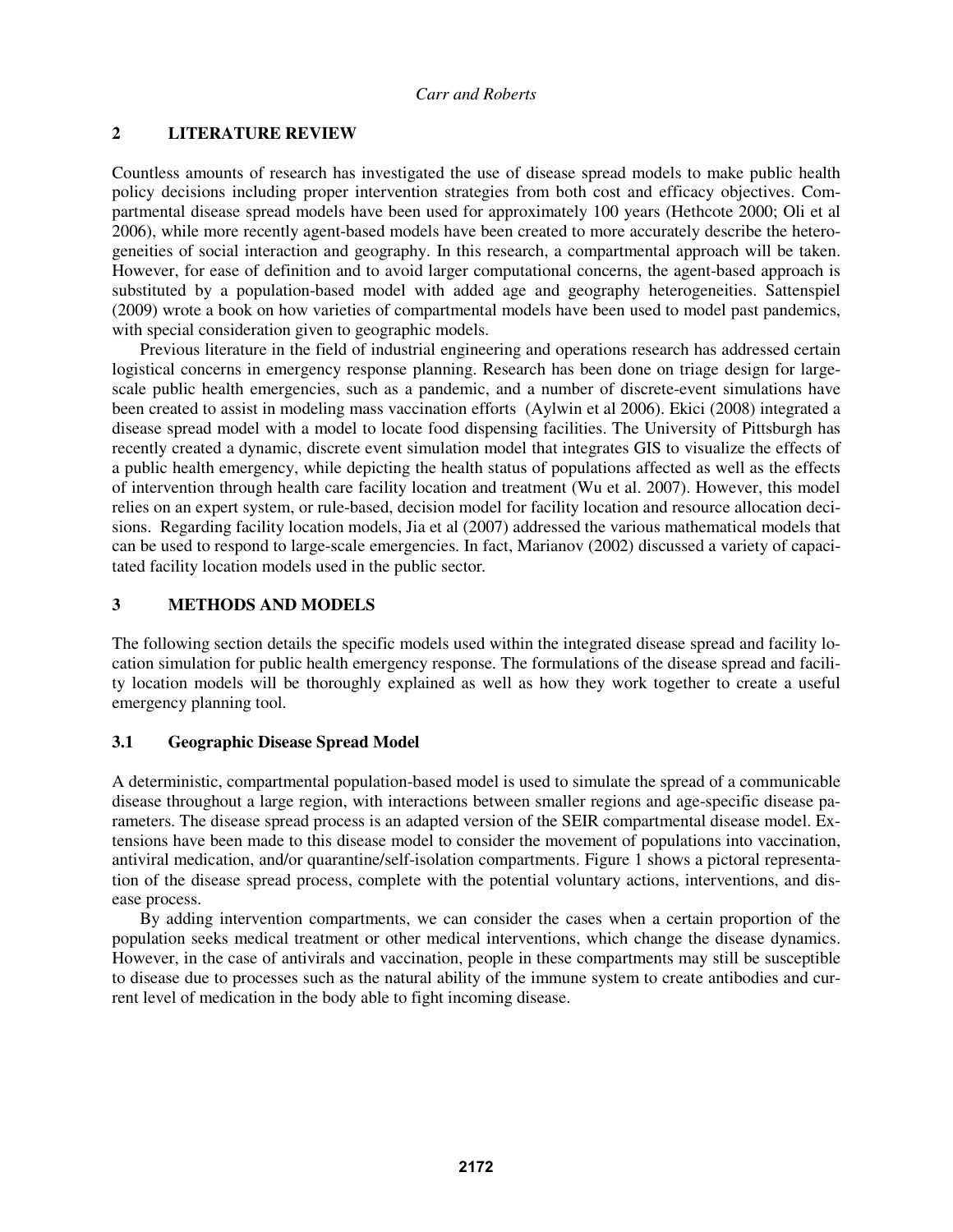## 2 LITERATURE REVIEW

Countless amounts of research has investigated the use of disease spread models to make public health policy decisions including proper intervention strategies from both cost and efficacy objectives. Compartmental disease spread models have been used for approximately 100 years (Hethcote 2000; Oli et al 2006), while more recently agent-based models have been created to more accurately describe the heterogeneities of social interaction and geography. In this research, a compartmental approach will be taken. However, for ease of definition and to avoid larger computational concerns, the agent-based approach is substituted by a population-based model with added age and geography heterogeneities. Sattenspiel (2009) wrote a book on how varieties of compartmental models have been used to model past pandemics, with special consideration given to geographic models.

Previous literature in the field of industrial engineering and operations research has addressed certain logistical concerns in emergency response planning. Research has been done on triage design for large-scale public health emergencies, such as a pandemic, and a number of discrete-event simulations have been created to assist in modeling mass vaccination efforts (Aylwin et al 2006). Ekici (2008) integrated a disease spread model with a model to locate food dispensing facilities. The University of Pittsburgh has recently created a dynamic, discrete event simulation model that integrates GIS to visualize the effects of a public health emergency, while depicting the health status of populations affected as well as the effects of intervention through health care facility location and treatment (Wu et al. 2007). However, this model relies on an expert system, or rule-based, decision model for facility location and resource allocation decisions. Regarding facility location models, Jia et al (2007) addressed the various mathematical models that can be used to respond to large-scale emergencies. In fact, Marianov (2002) discussed a variety of capacitated facility location models used in the public sector.

## 3 METHODS AND MODELS

The following section details the specific models used within the integrated disease spread and facility location simulation for public health emergency response. The formulations of the disease spread and facility location models will be thoroughly explained as well as how they work together to create a useful emergency planning tool.

### 3.1 Geographic Disease Spread Model

A deterministic, compartmental population-based model is used to simulate the spread of a communicable disease throughout a large region, with interactions between smaller regions and age-specific disease parameters. The disease spread process is an adapted version of the SEIR compartmental disease model. Extensions have been made to this disease model to consider the movement of populations into vaccination, antiviral medication, and/or quarantine/self-isolation compartments. Figure 1 shows a pictoral representation of the disease spread process, complete with the potential voluntary actions, interventions, and disease process.

By adding intervention compartments, we can consider the cases when a certain proportion of the population seeks medical treatment or other medical interventions, which change the disease dynamics. However, in the case of antivirals and vaccination, people in these compartments may still be susceptible to disease due to processes such as the natural ability of the immune system to create antibodies and current level of medication in the body able to fight incoming disease.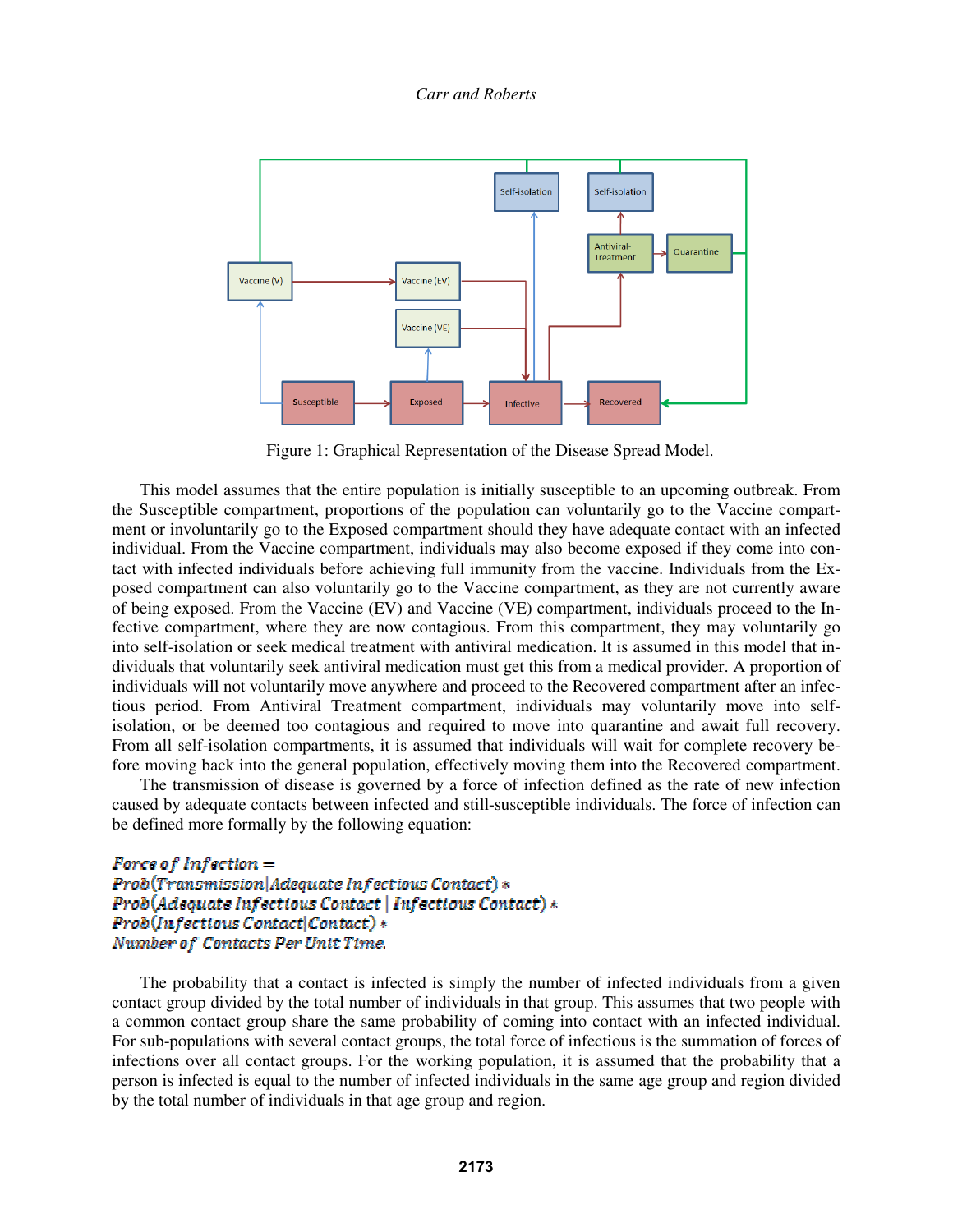Figure 1: Graphical Representation of the Disease Spread Model.

This model assumes that the entire population is initially susceptible to an upcoming outbreak. From the Susceptible compartment, proportions of the population can voluntarily go to the Vaccine compartment or involuntarily go to the Exposed compartment should they have adequate contact with an infected individual. From the Vaccine compartment, individuals may also become exposed if they come into contact with infected individuals before achieving full immunity from the vaccine. Individuals from the Exposed compartment can also voluntarily go to the Vaccine compartment, as they are not currently aware of being exposed. From the Vaccine (EV) and Vaccine (VE) compartment, individuals proceed to the Infective compartment, where they are now contagious. From this compartment, they may voluntarily go into self-isolation or seek medical treatment with antiviral medication. It is assumed in this model that individuals that voluntarily seek antiviral medication must get this from a medical provider. A proportion of individuals will not voluntarily move anywhere and proceed to the Recovered compartment after an infectious period. From Antiviral Treatment compartment, individuals may voluntarily move into self-isolation, or be deemed too contagious and required to move into quarantine and await full recovery. From all self-isolation compartments, it is assumed that individuals will wait for complete recovery before moving back into the general population, effectively moving them into the Recovered compartment.

The transmission of disease is governed by a force of infection defined as the rate of new infection caused by adequate contacts between infected and still-susceptible individuals. The force of infection can be defined more formally by the following equation:

$$
\begin{aligned}
&\text{Force of Infection} = \\
&Prob(\text{Transmission} \mid \text{Adequate Infectious Contact}) * \\
&Prob(\text{Adequate Infectious Contact} \mid \text{Infectious Contact}) * \\
&Prob(\text{Infectious Contact} \mid \text{Contact}) * \\
&\text{Number of Contacts Per Unit Time.}
\end{aligned}
$$

The probability that a contact is infected is simply the number of infected individuals from a given contact group divided by the total number of individuals in that group. This assumes that two people with a common contact group share the same probability of coming into contact with an infected individual. For sub-populations with several contact groups, the total force of infectious is the summation of forces of infections over all contact groups. For the working population, it is assumed that the probability that a person is infected is equal to the number of infected individuals in the same age group and region divided by the total number of individuals in that age group and region.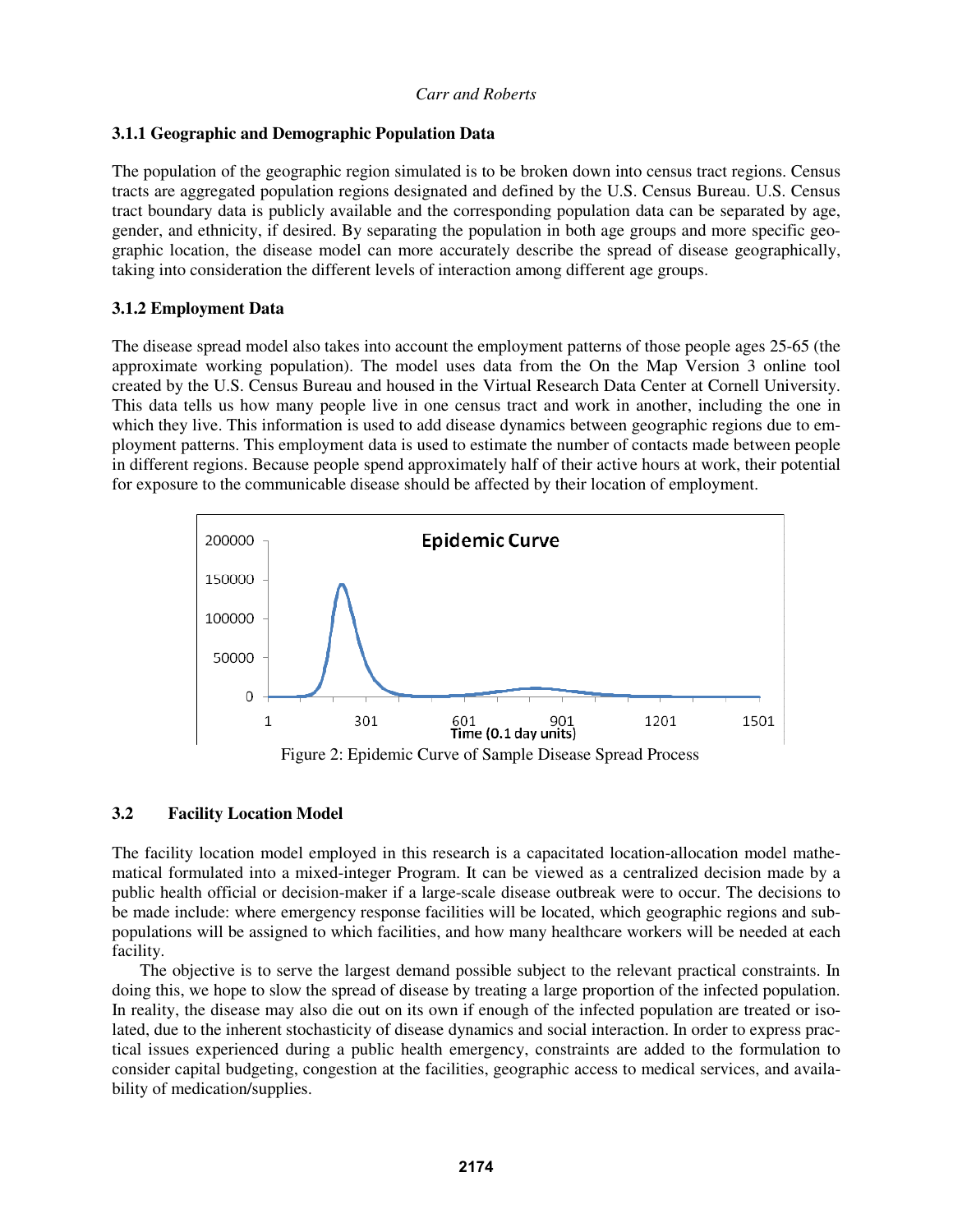### 3.1.1 Geographic and Demographic Population Data

The population of the geographic region simulated is to be broken down into census tract regions. Census tracts are aggregated population regions designated and defined by the U.S. Census Bureau. U.S. Census tract boundary data is publicly available and the corresponding population data can be separated by age, gender, and ethnicity, if desired. By separating the population in both age groups and more specific geographic location, the disease model can more accurately describe the spread of disease geographically, taking into consideration the different levels of interaction among different age groups.

### 3.1.2 Employment Data

The disease spread model also takes into account the employment patterns of those people ages 25-65 (the approximate working population). The model uses data from the On the Map Version 3 online tool created by the U.S. Census Bureau and housed in the Virtual Research Data Center at Cornell University. This data tells us how many people live in one census tract and work in another, including the one in which they live. This information is used to add disease dynamics between geographic regions due to employment patterns. This employment data is used to estimate the number of contacts made between people in different regions. Because people spend approximately half of their active hours at work, their potential for exposure to the communicable disease should be affected by their location of employment.

Epidemic Curve

200000
150000
100000
50000
0

1
301
601
901
1201
1501

Time (0.1 day units)

Figure 2: Epidemic Curve of Sample Disease Spread Process

## 3.2 Facility Location Model

The facility location model employed in this research is a capacitated location-allocation model mathematical formulated into a mixed-integer Program. It can be viewed as a centralized decision made by a public health official or decision-maker if a large-scale disease outbreak were to occur. The decisions to be made include: where emergency response facilities will be located, which geographic regions and subpopulations will be assigned to which facilities, and how many healthcare workers will be needed at each facility.

The objective is to serve the largest demand possible subject to the relevant practical constraints. In doing this, we hope to slow the spread of disease by treating a large proportion of the infected population. In reality, the disease may also die out on its own if enough of the infected population are treated or isolated, due to the inherent stochasticity of disease dynamics and social interaction. In order to express practical issues experienced during a public health emergency, constraints are added to the formulation to consider capital budgeting, congestion at the facilities, geographic access to medical services, and availability of medication/supplies.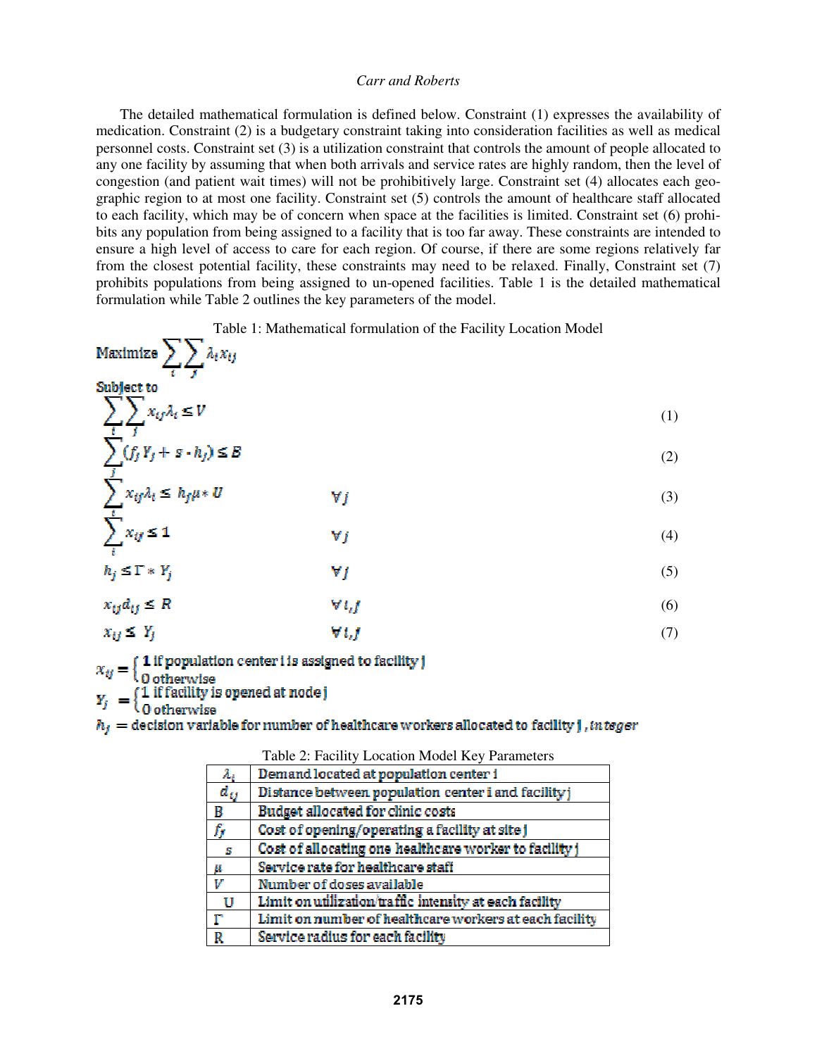The detailed mathematical formulation is defined below. Constraint (1) expresses the availability of medication. Constraint (2) is a budgetary constraint taking into consideration facilities as well as medical personnel costs. Constraint set (3) is a utilization constraint that controls the amount of people allocated to any one facility by assuming that when both arrivals and service rates are highly random, then the level of congestion (and patient wait times) will not be prohibitively large. Constraint set (4) allocates each geographic region to at most one facility. Constraint set (5) controls the amount of healthcare staff allocated to each facility, which may be of concern when space at the facilities is limited. Constraint set (6) prohibits any population from being assigned to a facility that is too far away. These constraints are intended to ensure a high level of access to care for each region. Of course, if there are some regions relatively far from the closest potential facility, these constraints may need to be relaxed. Finally, Constraint set (7) prohibits populations from being assigned to un-opened facilities. Table 1 is the detailed mathematical formulation while Table 2 outlines the key parameters of the model.

Table 1: Mathematical formulation of the Facility Location Model

Maximize $\sum_i \sum_j \lambda_i x_{ij}$

Subject to

$$\sum_i \sum_j x_{ij} \lambda_i \leq V \quad (1)$$

$$\sum_j (f_j Y_j + s \cdot h_j) \leq B \quad (2)$$

$$\sum_i x_{ij} \lambda_i \leq h_j \mu * U \qquad \forall j \quad (3)$$

$$\sum_i x_{ij} \leq 1 \qquad \forall j \quad (4)$$

$$h_j \leq \Gamma * Y_j \qquad \forall j \quad (5)$$

$$x_{ij} d_{ij} \leq R \qquad \forall i,j \quad (6)$$

$$x_{ij} \leq Y_j \qquad \forall i,j \quad (7)$$

$$x_{ij} = \begin{cases} 1 \text{ if population center i is assigned to facility j} \\ 0 \text{ otherwise} \end{cases}$$

$$Y_j = \begin{cases} 1 \text{ if facility is opened at node j} \\ 0 \text{ otherwise} \end{cases}$$

$h_j$ = decision variable for number of healthcare workers allocated to facility j, *integer*

Table 2: Facility Location Model Key Parameters

| Parameter | Description |
|---|---|
| $\lambda_i$ | Demand located at population center i |
| $d_{ij}$ | Distance between population center i and facility j |
| B | Budget allocated for clinic costs |
| $f_j$ | Cost of opening/operating a facility at site j |
| $s$ | Cost of allocating one healthcare worker to facility j |
| $\mu$ | Service rate for healthcare staff |
| $V$ | Number of doses available |
| U | Limit on utilization/traffic intensity at each facility |
| $\Gamma$ | Limit on number of healthcare workers at each facility |
| R | Service radius for each facility |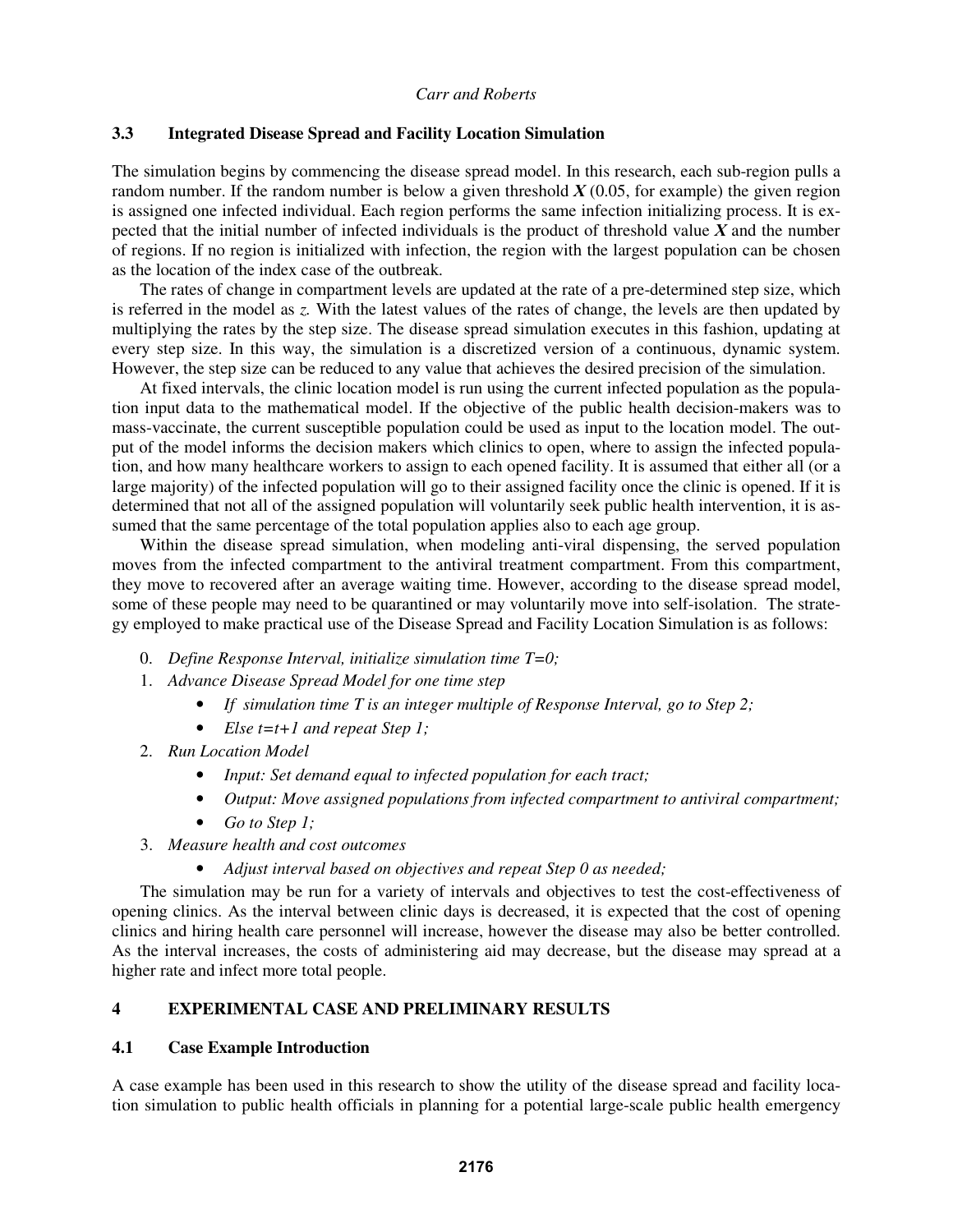### 3.3 Integrated Disease Spread and Facility Location Simulation

The simulation begins by commencing the disease spread model. In this research, each sub-region pulls a random number. If the random number is below a given threshold $\boldsymbol{X}$ (0.05, for example) the given region is assigned one infected individual. Each region performs the same infection initializing process. It is expected that the initial number of infected individuals is the product of threshold value $\boldsymbol{X}$ and the number of regions. If no region is initialized with infection, the region with the largest population can be chosen as the location of the index case of the outbreak.

The rates of change in compartment levels are updated at the rate of a pre-determined step size, which is referred in the model as $z$. With the latest values of the rates of change, the levels are then updated by multiplying the rates by the step size. The disease spread simulation executes in this fashion, updating at every step size. In this way, the simulation is a discretized version of a continuous, dynamic system. However, the step size can be reduced to any value that achieves the desired precision of the simulation.

At fixed intervals, the clinic location model is run using the current infected population as the population input data to the mathematical model. If the objective of the public health decision-makers was to mass-vaccinate, the current susceptible population could be used as input to the location model. The output of the model informs the decision makers which clinics to open, where to assign the infected population, and how many healthcare workers to assign to each opened facility. It is assumed that either all (or a large majority) of the infected population will go to their assigned facility once the clinic is opened. If it is determined that not all of the assigned population will voluntarily seek public health intervention, it is assumed that the same percentage of the total population applies also to each age group.

Within the disease spread simulation, when modeling anti-viral dispensing, the served population moves from the infected compartment to the antiviral treatment compartment. From this compartment, they move to recovered after an average waiting time. However, according to the disease spread model, some of these people may need to be quarantined or may voluntarily move into self-isolation. The strategy employed to make practical use of the Disease Spread and Facility Location Simulation is as follows:

0. *Define Response Interval, initialize simulation time T=0;*
1. *Advance Disease Spread Model for one time step*
   - *If simulation time T is an integer multiple of Response Interval, go to Step 2;*
   - *Else t=t+1 and repeat Step 1;*
2. *Run Location Model*
   - *Input: Set demand equal to infected population for each tract;*
   - *Output: Move assigned populations from infected compartment to antiviral compartment;*
   - *Go to Step 1;*
3. *Measure health and cost outcomes*
   - *Adjust interval based on objectives and repeat Step 0 as needed;*

The simulation may be run for a variety of intervals and objectives to test the cost-effectiveness of opening clinics. As the interval between clinic days is decreased, it is expected that the cost of opening clinics and hiring health care personnel will increase, however the disease may also be better controlled. As the interval increases, the costs of administering aid may decrease, but the disease may spread at a higher rate and infect more total people.

## 4 EXPERIMENTAL CASE AND PRELIMINARY RESULTS

### 4.1 Case Example Introduction

A case example has been used in this research to show the utility of the disease spread and facility location simulation to public health officials in planning for a potential large-scale public health emergency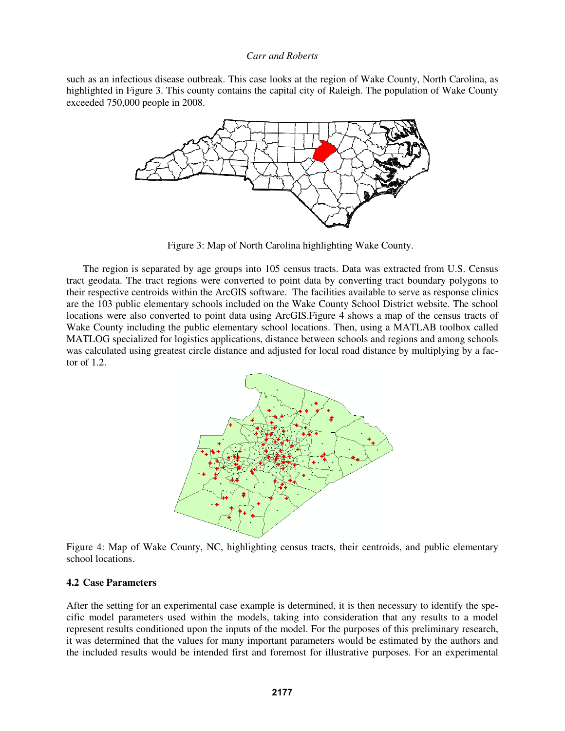such as an infectious disease outbreak. This case looks at the region of Wake County, North Carolina, as highlighted in Figure 3. This county contains the capital city of Raleigh. The population of Wake County exceeded 750,000 people in 2008.

Figure 3: Map of North Carolina highlighting Wake County.

The region is separated by age groups into 105 census tracts. Data was extracted from U.S. Census tract geodata. The tract regions were converted to point data by converting tract boundary polygons to their respective centroids within the ArcGIS software. The facilities available to serve as response clinics are the 103 public elementary schools included on the Wake County School District website. The school locations were also converted to point data using ArcGIS.Figure 4 shows a map of the census tracts of Wake County including the public elementary school locations. Then, using a MATLAB toolbox called MATLOG specialized for logistics applications, distance between schools and regions and among schools was calculated using greatest circle distance and adjusted for local road distance by multiplying by a factor of 1.2.

Figure 4: Map of Wake County, NC, highlighting census tracts, their centroids, and public elementary school locations.

### 4.2 Case Parameters

After the setting for an experimental case example is determined, it is then necessary to identify the specific model parameters used within the models, taking into consideration that any results to a model represent results conditioned upon the inputs of the model. For the purposes of this preliminary research, it was determined that the values for many important parameters would be estimated by the authors and the included results would be intended first and foremost for illustrative purposes. For an experimental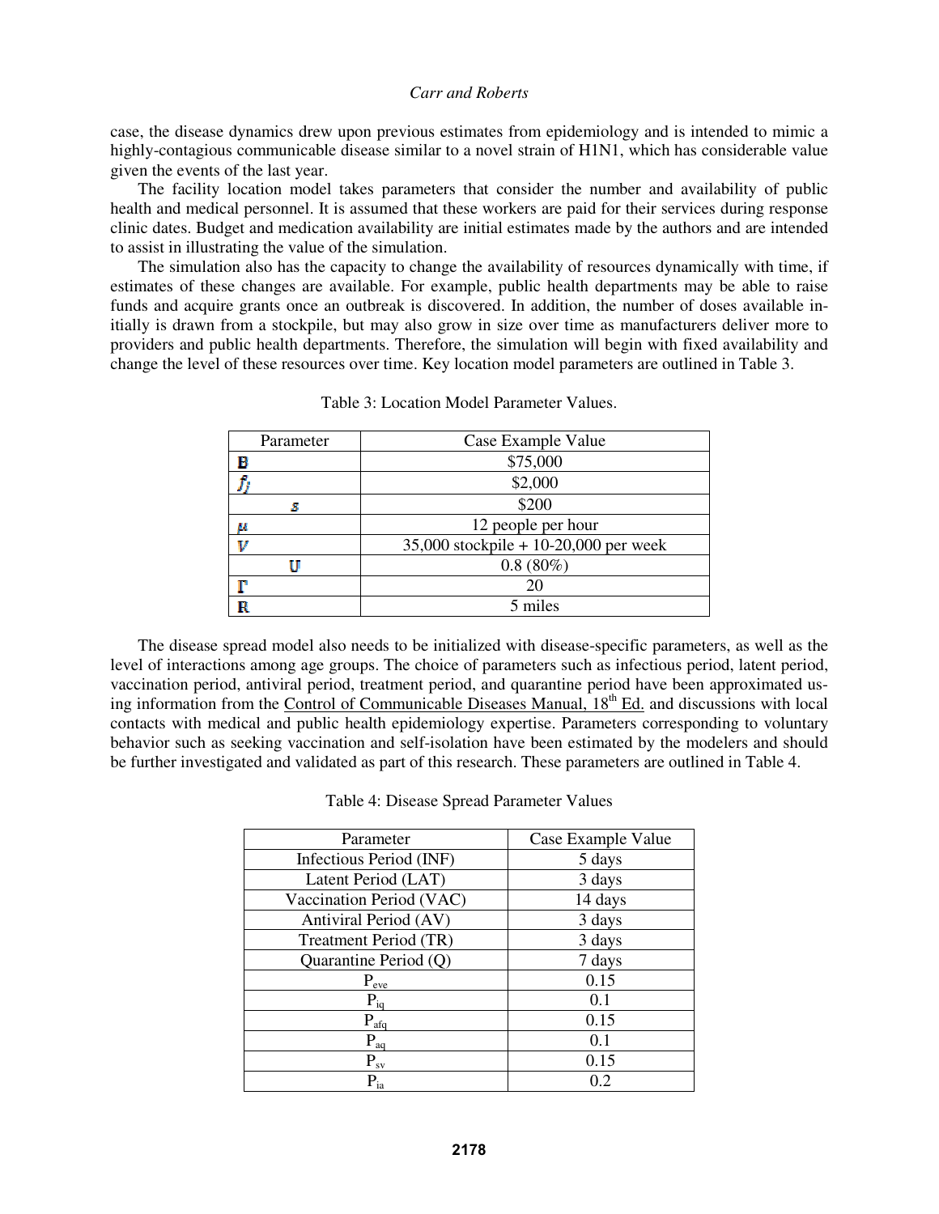case, the disease dynamics drew upon previous estimates from epidemiology and is intended to mimic a highly-contagious communicable disease similar to a novel strain of H1N1, which has considerable value given the events of the last year.

The facility location model takes parameters that consider the number and availability of public health and medical personnel. It is assumed that these workers are paid for their services during response clinic dates. Budget and medication availability are initial estimates made by the authors and are intended to assist in illustrating the value of the simulation.

The simulation also has the capacity to change the availability of resources dynamically with time, if estimates of these changes are available. For example, public health departments may be able to raise funds and acquire grants once an outbreak is discovered. In addition, the number of doses available initially is drawn from a stockpile, but may also grow in size over time as manufacturers deliver more to providers and public health departments. Therefore, the simulation will begin with fixed availability and change the level of these resources over time. Key location model parameters are outlined in Table 3.

Table 3: Location Model Parameter Values.

| Parameter | Case Example Value |
| --- | --- |
| $B$ | \$75,000 |
| $f_j$ | \$2,000 |
| $s$ | \$200 |
| $\mu$ | 12 people per hour |
| $V$ | 35,000 stockpile + 10-20,000 per week |
| $U$ | 0.8 (80%) |
| $\Gamma$ | 20 |
| $R$ | 5 miles |

The disease spread model also needs to be initialized with disease-specific parameters, as well as the level of interactions among age groups. The choice of parameters such as infectious period, latent period, vaccination period, antiviral period, treatment period, and quarantine period have been approximated using information from the Control of Communicable Diseases Manual, 18th Ed. and discussions with local contacts with medical and public health epidemiology expertise. Parameters corresponding to voluntary behavior such as seeking vaccination and self-isolation have been estimated by the modelers and should be further investigated and validated as part of this research. These parameters are outlined in Table 4.

Table 4: Disease Spread Parameter Values

| Parameter | Case Example Value |
| --- | --- |
| Infectious Period (INF) | 5 days |
| Latent Period (LAT) | 3 days |
| Vaccination Period (VAC) | 14 days |
| Antiviral Period (AV) | 3 days |
| Treatment Period (TR) | 3 days |
| Quarantine Period (Q) | 7 days |
| $P_{eve}$ | 0.15 |
| $P_{iq}$ | 0.1 |
| $P_{afq}$ | 0.15 |
| $P_{aq}$ | 0.1 |
| $P_{sv}$ | 0.15 |
| $P_{ia}$ | 0.2 |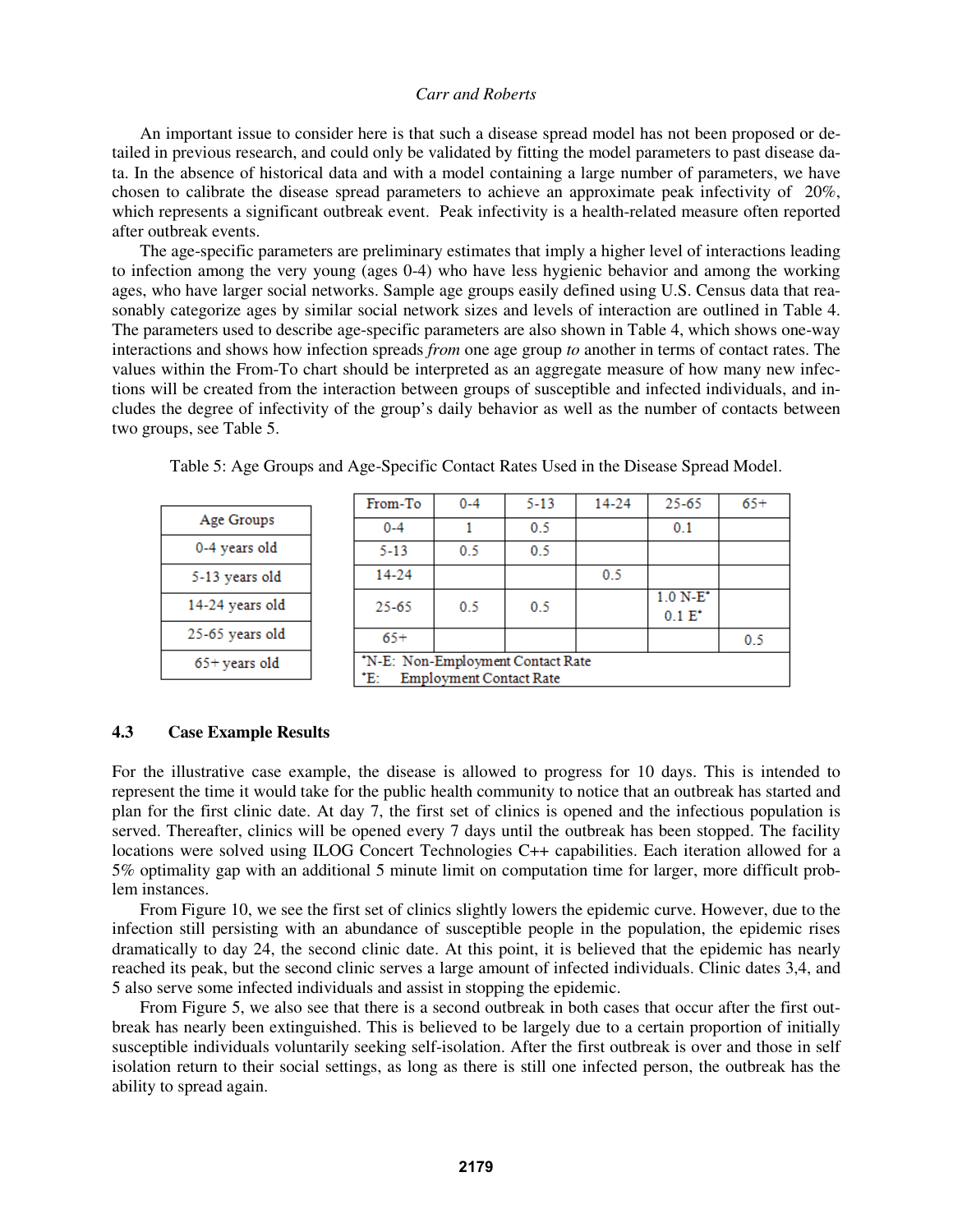An important issue to consider here is that such a disease spread model has not been proposed or detailed in previous research, and could only be validated by fitting the model parameters to past disease data. In the absence of historical data and with a model containing a large number of parameters, we have chosen to calibrate the disease spread parameters to achieve an approximate peak infectivity of 20%, which represents a significant outbreak event. Peak infectivity is a health-related measure often reported after outbreak events.

The age-specific parameters are preliminary estimates that imply a higher level of interactions leading to infection among the very young (ages 0-4) who have less hygienic behavior and among the working ages, who have larger social networks. Sample age groups easily defined using U.S. Census data that reasonably categorize ages by similar social network sizes and levels of interaction are outlined in Table 4. The parameters used to describe age-specific parameters are also shown in Table 4, which shows one-way interactions and shows how infection spreads *from* one age group *to* another in terms of contact rates. The values within the From-To chart should be interpreted as an aggregate measure of how many new infections will be created from the interaction between groups of susceptible and infected individuals, and includes the degree of infectivity of the group's daily behavior as well as the number of contacts between two groups, see Table 5.

Table 5: Age Groups and Age-Specific Contact Rates Used in the Disease Spread Model.

| Age Groups |
|---|
| 0-4 years old |
| 5-13 years old |
| 14-24 years old |
| 25-65 years old |
| 65+ years old |

| From-To | 0-4 | 5-13 | 14-24 | 25-65 | 65+ |
|---|---|---|---|---|---|
| 0-4 | 1 | 0.5 | | 0.1 | |
| 5-13 | 0.5 | 0.5 | | | |
| 14-24 | | | 0.5 | | |
| 25-65 | 0.5 | 0.5 | | 1.0 N-E* 0.1 E* | |
| 65+ | | | | | 0.5 |

*N-E: Non-Employment Contact Rate
*E: Employment Contact Rate

### 4.3 Case Example Results

For the illustrative case example, the disease is allowed to progress for 10 days. This is intended to represent the time it would take for the public health community to notice that an outbreak has started and plan for the first clinic date. At day 7, the first set of clinics is opened and the infectious population is served. Thereafter, clinics will be opened every 7 days until the outbreak has been stopped. The facility locations were solved using ILOG Concert Technologies C++ capabilities. Each iteration allowed for a 5% optimality gap with an additional 5 minute limit on computation time for larger, more difficult problem instances.

From Figure 10, we see the first set of clinics slightly lowers the epidemic curve. However, due to the infection still persisting with an abundance of susceptible people in the population, the epidemic rises dramatically to day 24, the second clinic date. At this point, it is believed that the epidemic has nearly reached its peak, but the second clinic serves a large amount of infected individuals. Clinic dates 3,4, and 5 also serve some infected individuals and assist in stopping the epidemic.

From Figure 5, we also see that there is a second outbreak in both cases that occur after the first outbreak has nearly been extinguished. This is believed to be largely due to a certain proportion of initially susceptible individuals voluntarily seeking self-isolation. After the first outbreak is over and those in self isolation return to their social settings, as long as there is still one infected person, the outbreak has the ability to spread again.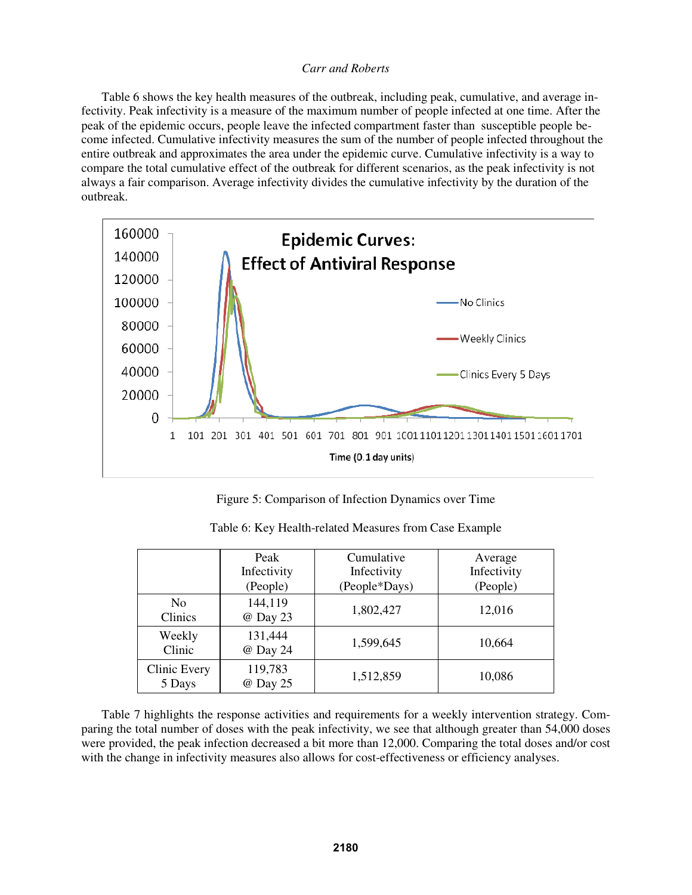Table 6 shows the key health measures of the outbreak, including peak, cumulative, and average infectivity. Peak infectivity is a measure of the maximum number of people infected at one time. After the peak of the epidemic occurs, people leave the infected compartment faster than susceptible people become infected. Cumulative infectivity measures the sum of the number of people infected throughout the entire outbreak and approximates the area under the epidemic curve. Cumulative infectivity is a way to compare the total cumulative effect of the outbreak for different scenarios, as the peak infectivity is not always a fair comparison. Average infectivity divides the cumulative infectivity by the duration of the outbreak.

Figure 5: Comparison of Infection Dynamics over Time

Table 6: Key Health-related Measures from Case Example

| | Peak Infectivity (People) | Cumulative Infectivity (People*Days) | Average Infectivity (People) |
|---|---|---|---|
| No Clinics | 144,119 @ Day 23 | 1,802,427 | 12,016 |
| Weekly Clinic | 131,444 @ Day 24 | 1,599,645 | 10,664 |
| Clinic Every 5 Days | 119,783 @ Day 25 | 1,512,859 | 10,086 |

Table 7 highlights the response activities and requirements for a weekly intervention strategy. Comparing the total number of doses with the peak infectivity, we see that although greater than 54,000 doses were provided, the peak infection decreased a bit more than 12,000. Comparing the total doses and/or cost with the change in infectivity measures also allows for cost-effectiveness or efficiency analyses.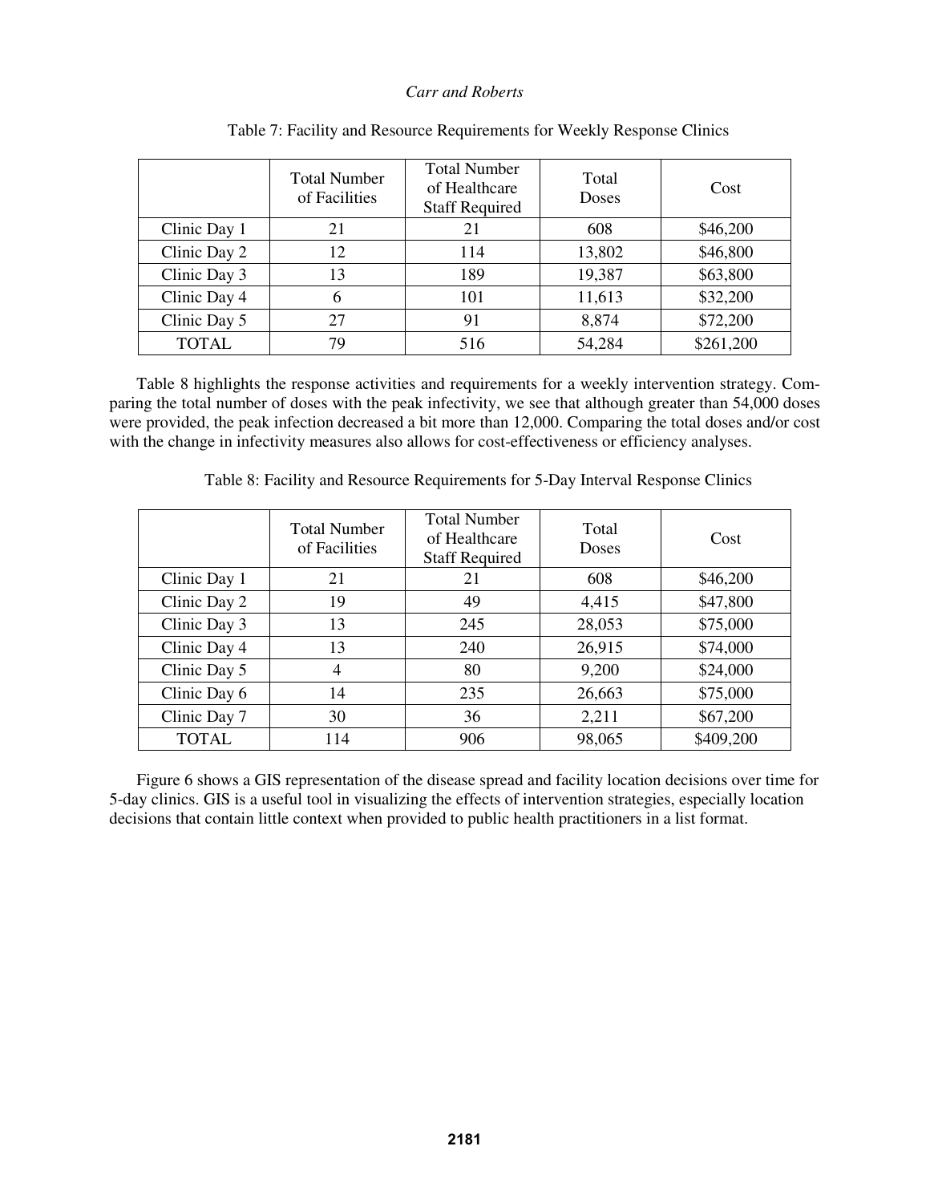Table 7: Facility and Resource Requirements for Weekly Response Clinics

| | Total Number of Facilities | Total Number of Healthcare Staff Required | Total Doses | Cost |
|---|---|---|---|---|
| Clinic Day 1 | 21 | 21 | 608 | $46,200 |
| Clinic Day 2 | 12 | 114 | 13,802 | $46,800 |
| Clinic Day 3 | 13 | 189 | 19,387 | $63,800 |
| Clinic Day 4 | 6 | 101 | 11,613 | $32,200 |
| Clinic Day 5 | 27 | 91 | 8,874 | $72,200 |
| TOTAL | 79 | 516 | 54,284 | $261,200 |

Table 8 highlights the response activities and requirements for a weekly intervention strategy. Comparing the total number of doses with the peak infectivity, we see that although greater than 54,000 doses were provided, the peak infection decreased a bit more than 12,000. Comparing the total doses and/or cost with the change in infectivity measures also allows for cost-effectiveness or efficiency analyses.

Table 8: Facility and Resource Requirements for 5-Day Interval Response Clinics

| | Total Number of Facilities | Total Number of Healthcare Staff Required | Total Doses | Cost |
|---|---|---|---|---|
| Clinic Day 1 | 21 | 21 | 608 | $46,200 |
| Clinic Day 2 | 19 | 49 | 4,415 | $47,800 |
| Clinic Day 3 | 13 | 245 | 28,053 | $75,000 |
| Clinic Day 4 | 13 | 240 | 26,915 | $74,000 |
| Clinic Day 5 | 4 | 80 | 9,200 | $24,000 |
| Clinic Day 6 | 14 | 235 | 26,663 | $75,000 |
| Clinic Day 7 | 30 | 36 | 2,211 | $67,200 |
| TOTAL | 114 | 906 | 98,065 | $409,200 |

Figure 6 shows a GIS representation of the disease spread and facility location decisions over time for 5-day clinics. GIS is a useful tool in visualizing the effects of intervention strategies, especially location decisions that contain little context when provided to public health practitioners in a list format.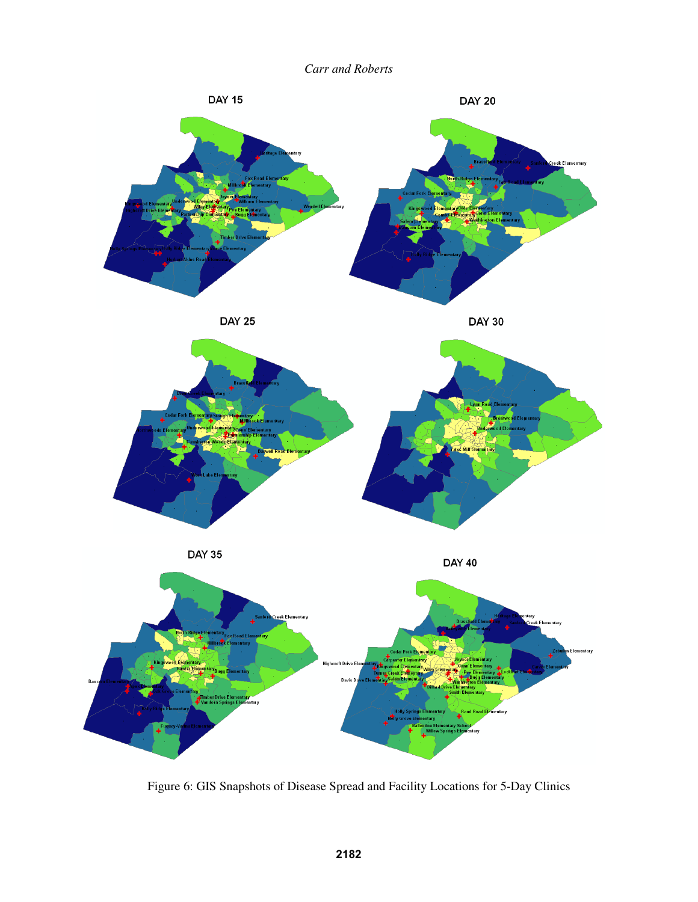Figure 6: GIS Snapshots of Disease Spread and Facility Locations for 5-Day Clinics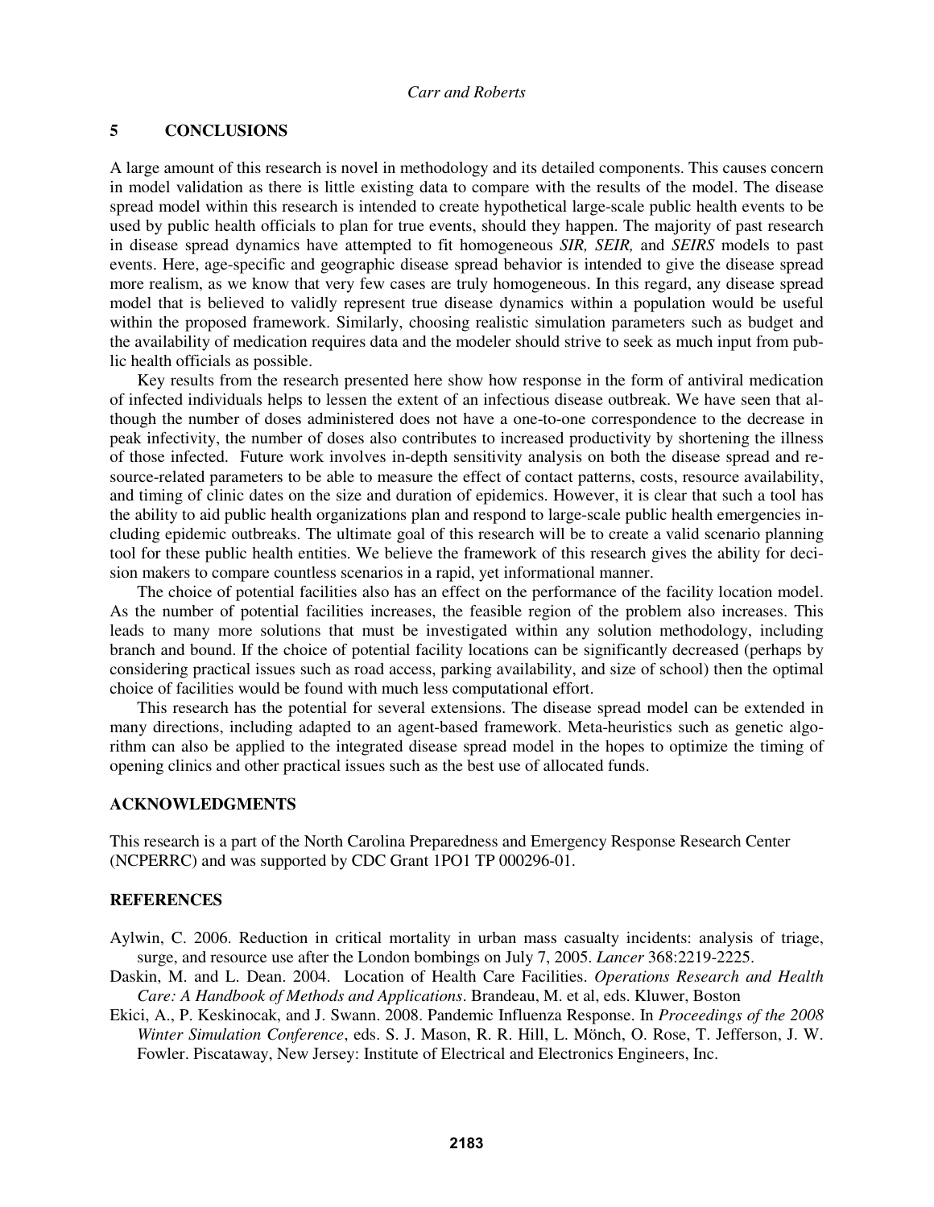## 5 CONCLUSIONS

A large amount of this research is novel in methodology and its detailed components. This causes concern in model validation as there is little existing data to compare with the results of the model. The disease spread model within this research is intended to create hypothetical large-scale public health events to be used by public health officials to plan for true events, should they happen. The majority of past research in disease spread dynamics have attempted to fit homogeneous *SIR, SEIR,* and *SEIRS* models to past events. Here, age-specific and geographic disease spread behavior is intended to give the disease spread more realism, as we know that very few cases are truly homogeneous. In this regard, any disease spread model that is believed to validly represent true disease dynamics within a population would be useful within the proposed framework. Similarly, choosing realistic simulation parameters such as budget and the availability of medication requires data and the modeler should strive to seek as much input from public health officials as possible.

Key results from the research presented here show how response in the form of antiviral medication of infected individuals helps to lessen the extent of an infectious disease outbreak. We have seen that although the number of doses administered does not have a one-to-one correspondence to the decrease in peak infectivity, the number of doses also contributes to increased productivity by shortening the illness of those infected. Future work involves in-depth sensitivity analysis on both the disease spread and resource-related parameters to be able to measure the effect of contact patterns, costs, resource availability, and timing of clinic dates on the size and duration of epidemics. However, it is clear that such a tool has the ability to aid public health organizations plan and respond to large-scale public health emergencies including epidemic outbreaks. The ultimate goal of this research will be to create a valid scenario planning tool for these public health entities. We believe the framework of this research gives the ability for decision makers to compare countless scenarios in a rapid, yet informational manner.

The choice of potential facilities also has an effect on the performance of the facility location model. As the number of potential facilities increases, the feasible region of the problem also increases. This leads to many more solutions that must be investigated within any solution methodology, including branch and bound. If the choice of potential facility locations can be significantly decreased (perhaps by considering practical issues such as road access, parking availability, and size of school) then the optimal choice of facilities would be found with much less computational effort.

This research has the potential for several extensions. The disease spread model can be extended in many directions, including adapted to an agent-based framework. Meta-heuristics such as genetic algorithm can also be applied to the integrated disease spread model in the hopes to optimize the timing of opening clinics and other practical issues such as the best use of allocated funds.

## ACKNOWLEDGMENTS

This research is a part of the North Carolina Preparedness and Emergency Response Research Center (NCPERRC) and was supported by CDC Grant 1PO1 TP 000296-01.

## REFERENCES

Aylwin, C. 2006. Reduction in critical mortality in urban mass casualty incidents: analysis of triage, surge, and resource use after the London bombings on July 7, 2005. *Lancer* 368:2219-2225.

Daskin, M. and L. Dean. 2004. Location of Health Care Facilities. *Operations Research and Health Care: A Handbook of Methods and Applications*. Brandeau, M. et al, eds. Kluwer, Boston

Ekici, A., P. Keskinocak, and J. Swann. 2008. Pandemic Influenza Response. In *Proceedings of the 2008 Winter Simulation Conference*, eds. S. J. Mason, R. R. Hill, L. Mönch, O. Rose, T. Jefferson, J. W. Fowler. Piscataway, New Jersey: Institute of Electrical and Electronics Engineers, Inc.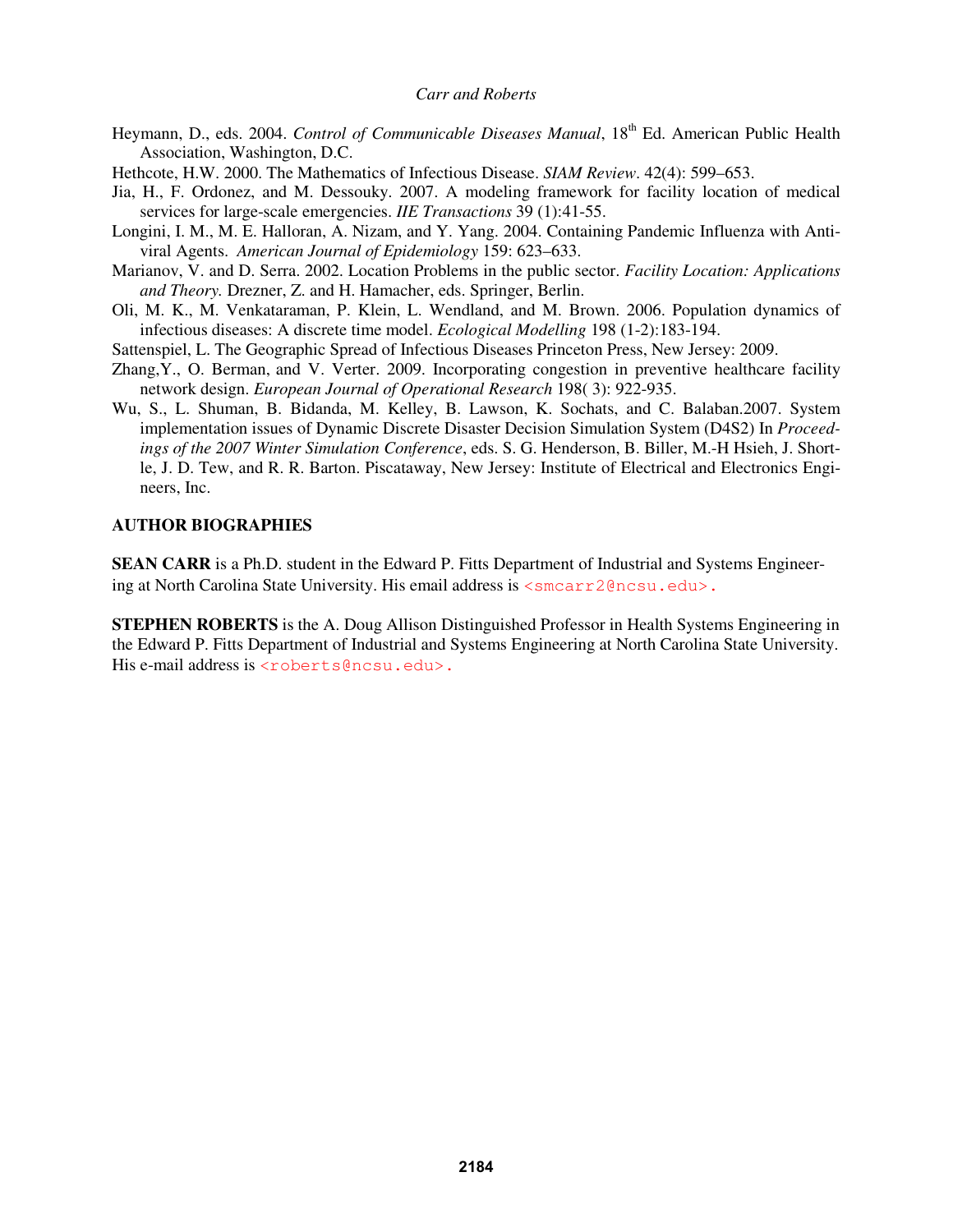Heymann, D., eds. 2004. *Control of Communicable Diseases Manual*, 18th Ed. American Public Health Association, Washington, D.C.

Hethcote, H.W. 2000. The Mathematics of Infectious Disease. *SIAM Review*. 42(4): 599–653.

Jia, H., F. Ordonez, and M. Dessouky. 2007. A modeling framework for facility location of medical services for large-scale emergencies. *IIE Transactions* 39 (1):41-55.

Longini, I. M., M. E. Halloran, A. Nizam, and Y. Yang. 2004. Containing Pandemic Influenza with Antiviral Agents. *American Journal of Epidemiology* 159: 623–633.

Marianov, V. and D. Serra. 2002. Location Problems in the public sector. *Facility Location: Applications and Theory.* Drezner, Z. and H. Hamacher, eds. Springer, Berlin.

Oli, M. K., M. Venkataraman, P. Klein, L. Wendland, and M. Brown. 2006. Population dynamics of infectious diseases: A discrete time model. *Ecological Modelling* 198 (1-2):183-194.

Sattenspiel, L. The Geographic Spread of Infectious Diseases Princeton Press, New Jersey: 2009.

Zhang,Y., O. Berman, and V. Verter. 2009. Incorporating congestion in preventive healthcare facility network design. *European Journal of Operational Research* 198( 3): 922-935.

Wu, S., L. Shuman, B. Bidanda, M. Kelley, B. Lawson, K. Sochats, and C. Balaban.2007. System implementation issues of Dynamic Discrete Disaster Decision Simulation System (D4S2) In *Proceedings of the 2007 Winter Simulation Conference*, eds. S. G. Henderson, B. Biller, M.-H Hsieh, J. Shortle, J. D. Tew, and R. R. Barton. Piscataway, New Jersey: Institute of Electrical and Electronics Engineers, Inc.

## AUTHOR BIOGRAPHIES

**SEAN CARR** is a Ph.D. student in the Edward P. Fitts Department of Industrial and Systems Engineering at North Carolina State University. His email address is <smcarr2@ncsu.edu>.

**STEPHEN ROBERTS** is the A. Doug Allison Distinguished Professor in Health Systems Engineering in the Edward P. Fitts Department of Industrial and Systems Engineering at North Carolina State University. His e-mail address is <roberts@ncsu.edu>.